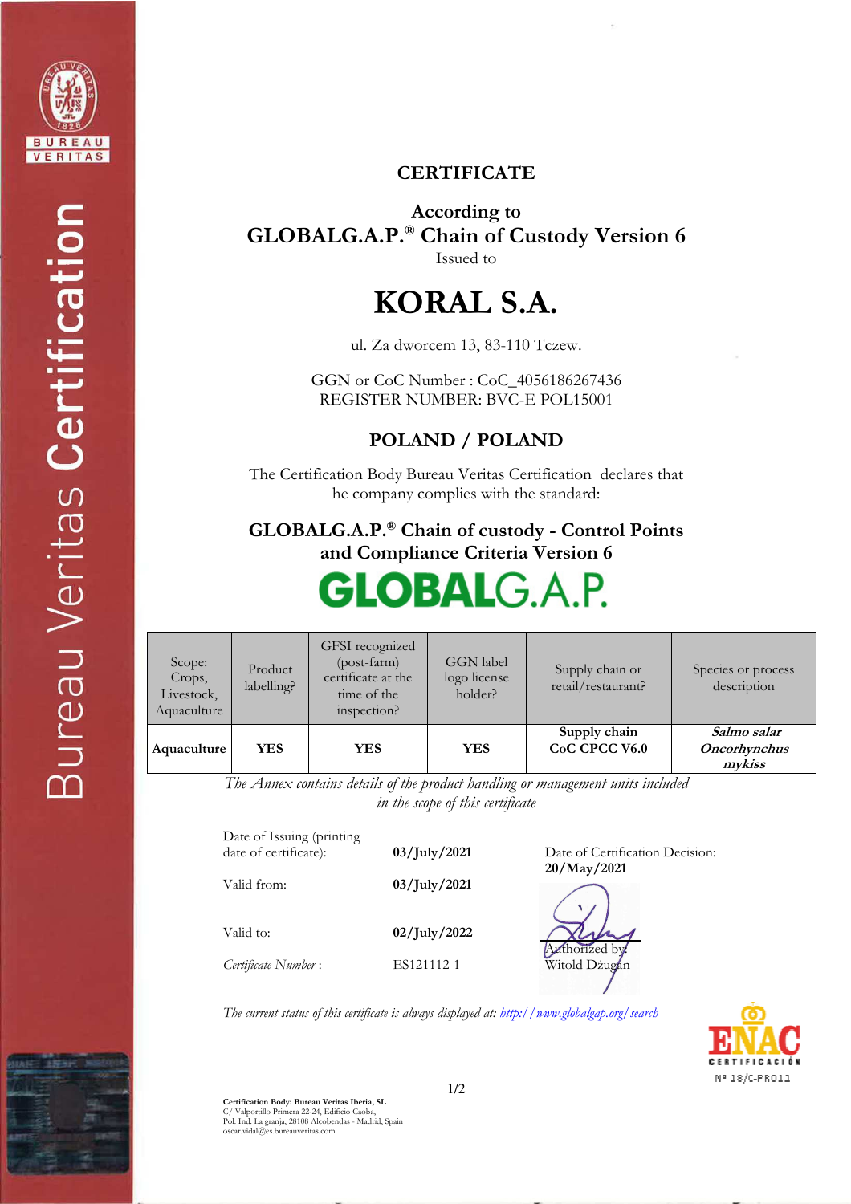# CERTIFICATE

## According to
## GLOBALG.A.P.® Chain of Custody Version 6

Issued to

# KORAL S.A.

ul. Za dworcem 13, 83-110 Tczew.

GGN or CoC Number : CoC_4056186267436
REGISTER NUMBER: BVC-E POL15001

## POLAND / POLAND

The Certification Body Bureau Veritas Certification declares that he company complies with the standard:

## GLOBALG.A.P.® Chain of custody - Control Points and Compliance Criteria Version 6

GLOBALG.A.P.

| Scope: Crops, Livestock, Aquaculture | Product labelling? | GFSI recognized (post-farm) certificate at the time of the inspection? | GGN label logo license holder? | Supply chain or retail/restaurant? | Species or process description |
|---|---|---|---|---|---|
| **Aquaculture** | **YES** | **YES** | **YES** | **Supply chain CoC CPCC V6.0** | ***Salmo salar Oncorhynchus mykiss*** |

*The Annex contains details of the product handling or management units included in the scope of this certificate*

Date of Issuing (printing date of certificate): **03/July/2021**

Valid from: **03/July/2021**

Valid to: **02/July/2022**

*Certificate Number*: ES121112-1

Date of Certification Decision: **20/May/2021**

Authorized by: Witold Dżugan

*The current status of this certificate is always displayed at: http://www.globalgap.org/search*

ENAC CERTIFICACIÓN Nº 18/C-PR011

**Certification Body: Bureau Veritas Iberia, SL**
C/ Valportillo Primera 22-24, Edificio Caoba,
Pol. Ind. La granja, 28108 Alcobendas - Madrid, Spain
oscar.vidal@es.bureauveritas.com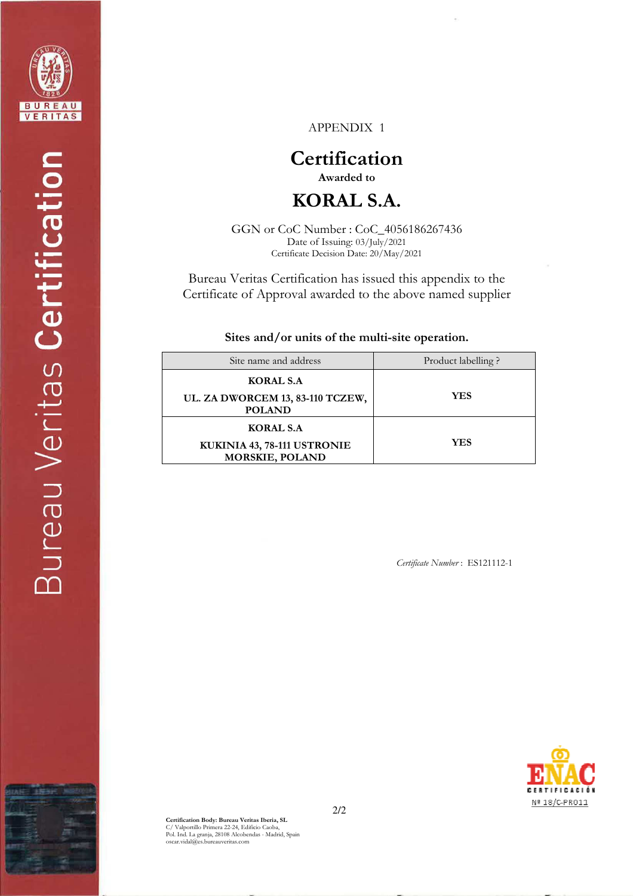APPENDIX 1

# Certification

**Awarded to**

# KORAL S.A.

GGN or CoC Number : CoC_4056186267436
Date of Issuing: 03/July/2021
Certificate Decision Date: 20/May/2021

Bureau Veritas Certification has issued this appendix to the Certificate of Approval awarded to the above named supplier

**Sites and/or units of the multi-site operation.**

| Site name and address | Product labelling ? |
|---|---|
| **KORAL S.A** **UL. ZA DWORCEM 13, 83-110 TCZEW, POLAND** | **YES** |
| **KORAL S.A** **KUKINIA 43, 78-111 USTRONIE MORSKIE, POLAND** | **YES** |

*Certificate Number* : ES121112-1

Nº 18/C-PR011

**Certification Body: Bureau Veritas Iberia, SL**
C/ Valportillo Primera 22-24, Edificio Caoba,
Pol. Ind. La granja, 28108 Alcobendas - Madrid, Spain
oscar.vidal@es.bureauveritas.com